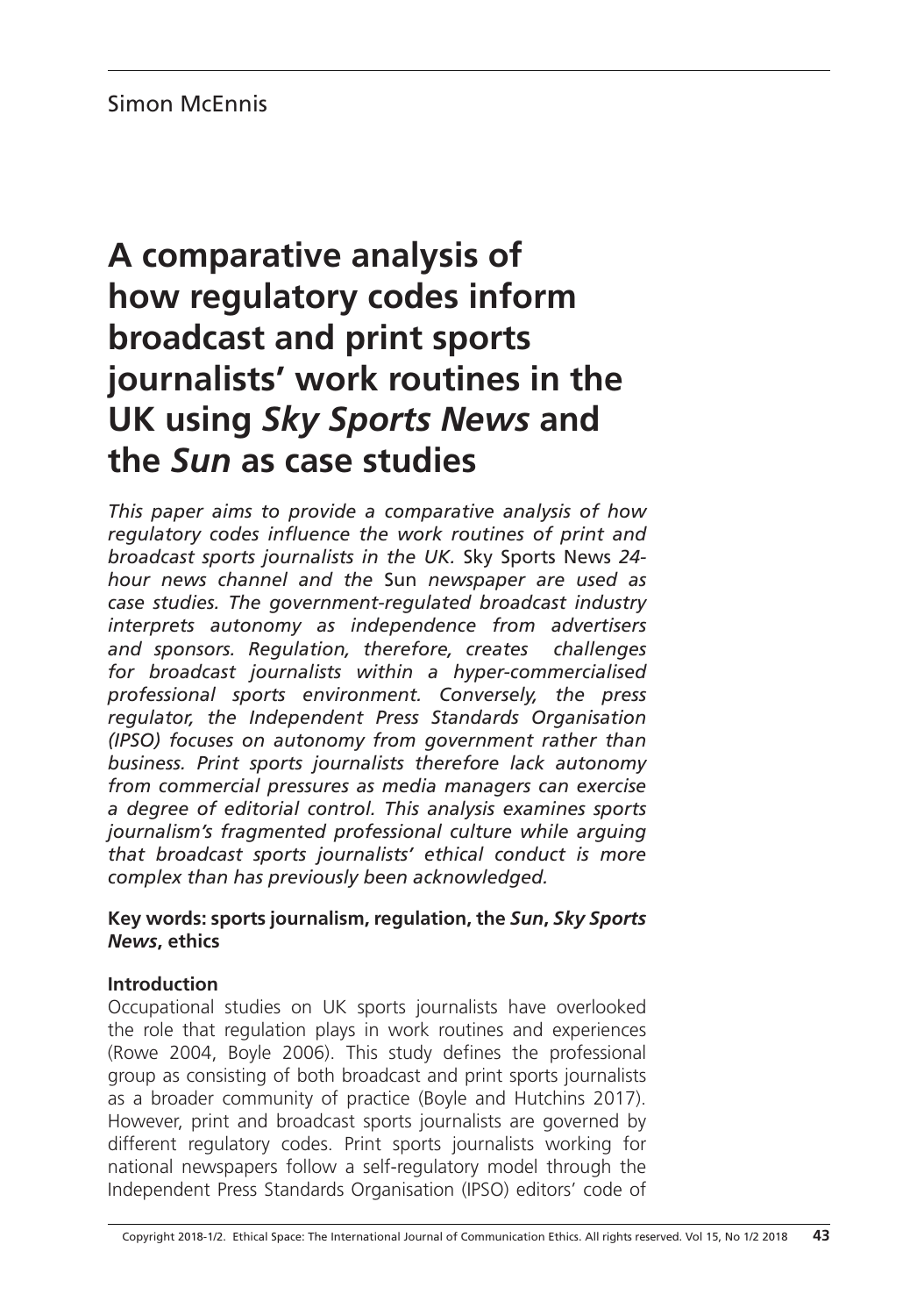Simon McEnnis

# A comparative analysis of how regulatory codes inform broadcast and print sports journalists' work routines in the UK using *Sky Sports News* and the *Sun* as case studies

*This paper aims to provide a comparative analysis of how regulatory codes influence the work routines of print and broadcast sports journalists in the UK.* Sky Sports News *24-hour news channel and the* Sun *newspaper are used as case studies. The government-regulated broadcast industry interprets autonomy as independence from advertisers and sponsors. Regulation, therefore, creates challenges for broadcast journalists within a hyper-commercialised professional sports environment. Conversely, the press regulator, the Independent Press Standards Organisation (IPSO) focuses on autonomy from government rather than business. Print sports journalists therefore lack autonomy from commercial pressures as media managers can exercise a degree of editorial control. This analysis examines sports journalism's fragmented professional culture while arguing that broadcast sports journalists' ethical conduct is more complex than has previously been acknowledged.*

**Key words: sports journalism, regulation, the *Sun*, *Sky Sports News*, ethics**

## Introduction

Occupational studies on UK sports journalists have overlooked the role that regulation plays in work routines and experiences (Rowe 2004, Boyle 2006). This study defines the professional group as consisting of both broadcast and print sports journalists as a broader community of practice (Boyle and Hutchins 2017). However, print and broadcast sports journalists are governed by different regulatory codes. Print sports journalists working for national newspapers follow a self-regulatory model through the Independent Press Standards Organisation (IPSO) editors' code of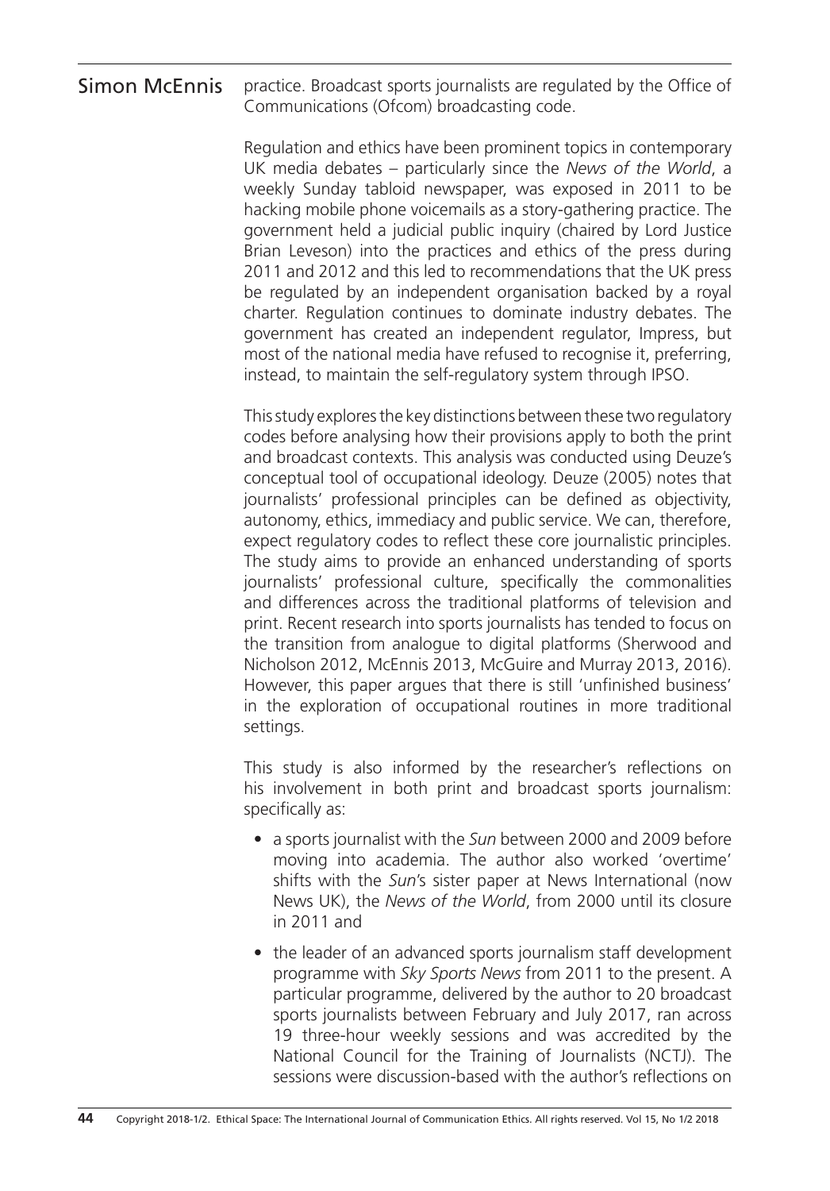practice. Broadcast sports journalists are regulated by the Office of Communications (Ofcom) broadcasting code.

Regulation and ethics have been prominent topics in contemporary UK media debates – particularly since the *News of the World*, a weekly Sunday tabloid newspaper, was exposed in 2011 to be hacking mobile phone voicemails as a story-gathering practice. The government held a judicial public inquiry (chaired by Lord Justice Brian Leveson) into the practices and ethics of the press during 2011 and 2012 and this led to recommendations that the UK press be regulated by an independent organisation backed by a royal charter. Regulation continues to dominate industry debates. The government has created an independent regulator, Impress, but most of the national media have refused to recognise it, preferring, instead, to maintain the self-regulatory system through IPSO.

This study explores the key distinctions between these two regulatory codes before analysing how their provisions apply to both the print and broadcast contexts. This analysis was conducted using Deuze's conceptual tool of occupational ideology. Deuze (2005) notes that journalists' professional principles can be defined as objectivity, autonomy, ethics, immediacy and public service. We can, therefore, expect regulatory codes to reflect these core journalistic principles. The study aims to provide an enhanced understanding of sports journalists' professional culture, specifically the commonalities and differences across the traditional platforms of television and print. Recent research into sports journalists has tended to focus on the transition from analogue to digital platforms (Sherwood and Nicholson 2012, McEnnis 2013, McGuire and Murray 2013, 2016). However, this paper argues that there is still 'unfinished business' in the exploration of occupational routines in more traditional settings.

This study is also informed by the researcher's reflections on his involvement in both print and broadcast sports journalism: specifically as:

- a sports journalist with the *Sun* between 2000 and 2009 before moving into academia. The author also worked 'overtime' shifts with the *Sun*'s sister paper at News International (now News UK), the *News of the World*, from 2000 until its closure in 2011 and
- the leader of an advanced sports journalism staff development programme with *Sky Sports News* from 2011 to the present. A particular programme, delivered by the author to 20 broadcast sports journalists between February and July 2017, ran across 19 three-hour weekly sessions and was accredited by the National Council for the Training of Journalists (NCTJ). The sessions were discussion-based with the author's reflections on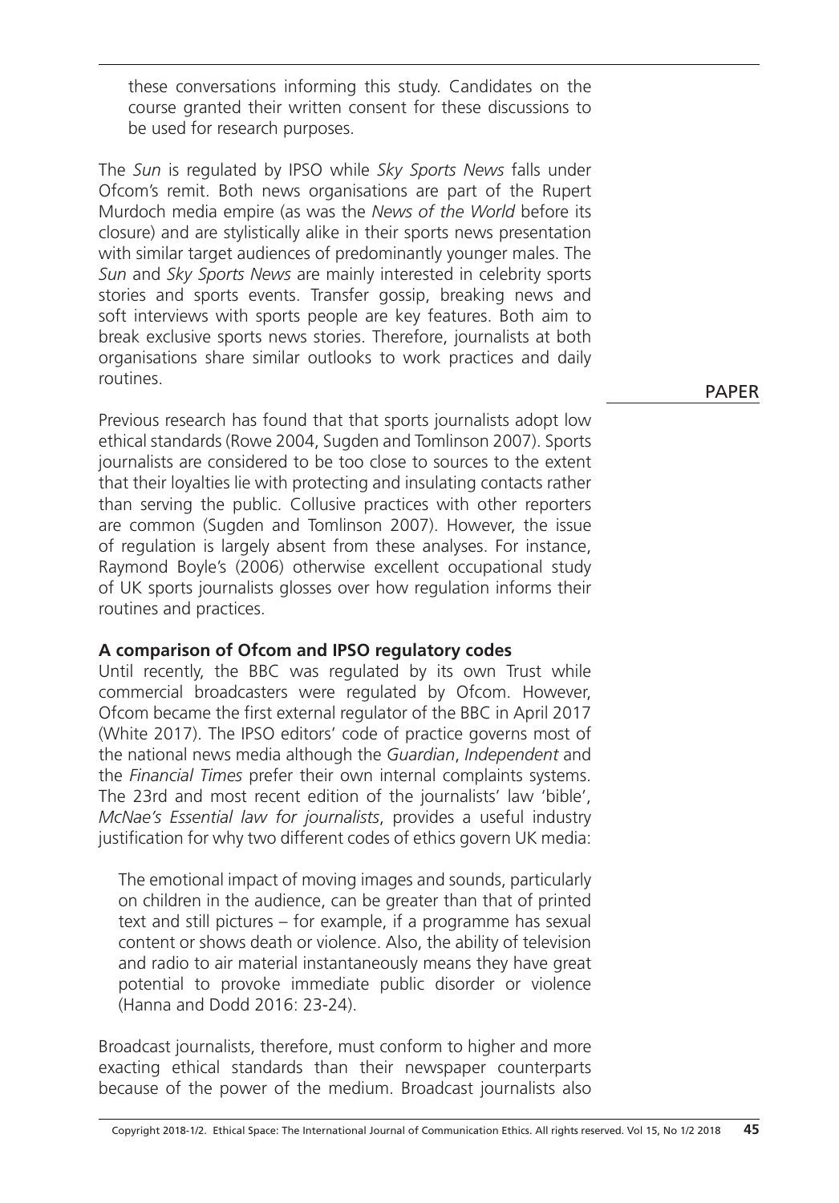these conversations informing this study. Candidates on the course granted their written consent for these discussions to be used for research purposes.

The *Sun* is regulated by IPSO while *Sky Sports News* falls under Ofcom's remit. Both news organisations are part of the Rupert Murdoch media empire (as was the *News of the World* before its closure) and are stylistically alike in their sports news presentation with similar target audiences of predominantly younger males. The *Sun* and *Sky Sports News* are mainly interested in celebrity sports stories and sports events. Transfer gossip, breaking news and soft interviews with sports people are key features. Both aim to break exclusive sports news stories. Therefore, journalists at both organisations share similar outlooks to work practices and daily routines.

Previous research has found that that sports journalists adopt low ethical standards (Rowe 2004, Sugden and Tomlinson 2007). Sports journalists are considered to be too close to sources to the extent that their loyalties lie with protecting and insulating contacts rather than serving the public. Collusive practices with other reporters are common (Sugden and Tomlinson 2007). However, the issue of regulation is largely absent from these analyses. For instance, Raymond Boyle's (2006) otherwise excellent occupational study of UK sports journalists glosses over how regulation informs their routines and practices.

**A comparison of Ofcom and IPSO regulatory codes**

Until recently, the BBC was regulated by its own Trust while commercial broadcasters were regulated by Ofcom. However, Ofcom became the first external regulator of the BBC in April 2017 (White 2017). The IPSO editors' code of practice governs most of the national news media although the *Guardian*, *Independent* and the *Financial Times* prefer their own internal complaints systems. The 23rd and most recent edition of the journalists' law 'bible', *McNae's Essential law for journalists*, provides a useful industry justification for why two different codes of ethics govern UK media:

> The emotional impact of moving images and sounds, particularly on children in the audience, can be greater than that of printed text and still pictures – for example, if a programme has sexual content or shows death or violence. Also, the ability of television and radio to air material instantaneously means they have great potential to provoke immediate public disorder or violence (Hanna and Dodd 2016: 23-24).

Broadcast journalists, therefore, must conform to higher and more exacting ethical standards than their newspaper counterparts because of the power of the medium. Broadcast journalists also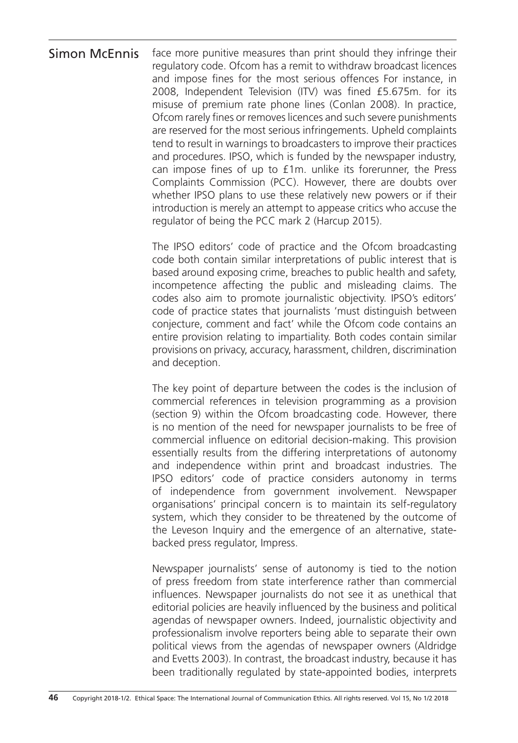face more punitive measures than print should they infringe their regulatory code. Ofcom has a remit to withdraw broadcast licences and impose fines for the most serious offences For instance, in 2008, Independent Television (ITV) was fined £5.675m. for its misuse of premium rate phone lines (Conlan 2008). In practice, Ofcom rarely fines or removes licences and such severe punishments are reserved for the most serious infringements. Upheld complaints tend to result in warnings to broadcasters to improve their practices and procedures. IPSO, which is funded by the newspaper industry, can impose fines of up to £1m. unlike its forerunner, the Press Complaints Commission (PCC). However, there are doubts over whether IPSO plans to use these relatively new powers or if their introduction is merely an attempt to appease critics who accuse the regulator of being the PCC mark 2 (Harcup 2015).

The IPSO editors' code of practice and the Ofcom broadcasting code both contain similar interpretations of public interest that is based around exposing crime, breaches to public health and safety, incompetence affecting the public and misleading claims. The codes also aim to promote journalistic objectivity. IPSO's editors' code of practice states that journalists 'must distinguish between conjecture, comment and fact' while the Ofcom code contains an entire provision relating to impartiality. Both codes contain similar provisions on privacy, accuracy, harassment, children, discrimination and deception.

The key point of departure between the codes is the inclusion of commercial references in television programming as a provision (section 9) within the Ofcom broadcasting code. However, there is no mention of the need for newspaper journalists to be free of commercial influence on editorial decision-making. This provision essentially results from the differing interpretations of autonomy and independence within print and broadcast industries. The IPSO editors' code of practice considers autonomy in terms of independence from government involvement. Newspaper organisations' principal concern is to maintain its self-regulatory system, which they consider to be threatened by the outcome of the Leveson Inquiry and the emergence of an alternative, state-backed press regulator, Impress.

Newspaper journalists' sense of autonomy is tied to the notion of press freedom from state interference rather than commercial influences. Newspaper journalists do not see it as unethical that editorial policies are heavily influenced by the business and political agendas of newspaper owners. Indeed, journalistic objectivity and professionalism involve reporters being able to separate their own political views from the agendas of newspaper owners (Aldridge and Evetts 2003). In contrast, the broadcast industry, because it has been traditionally regulated by state-appointed bodies, interprets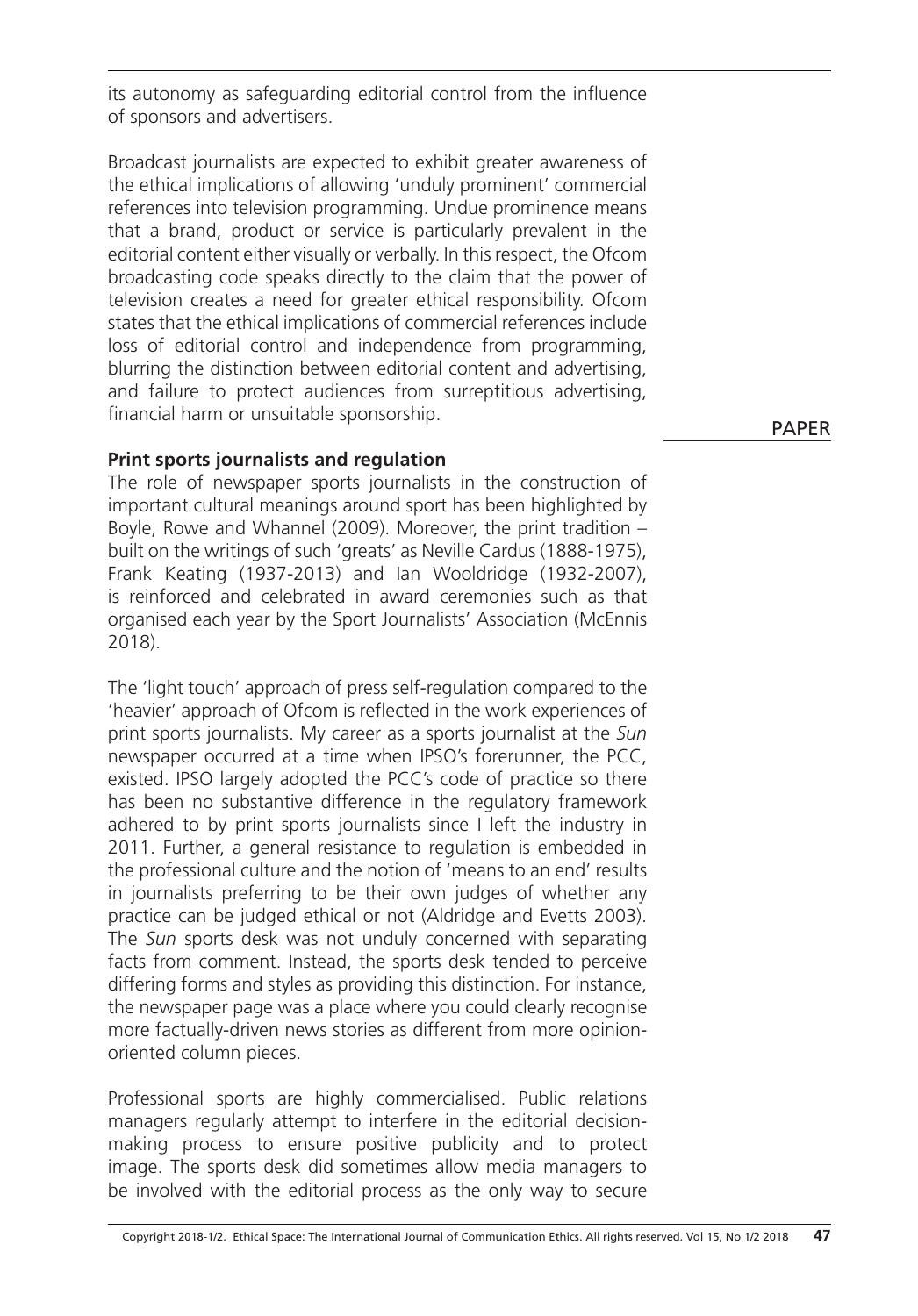its autonomy as safeguarding editorial control from the influence of sponsors and advertisers.

Broadcast journalists are expected to exhibit greater awareness of the ethical implications of allowing 'unduly prominent' commercial references into television programming. Undue prominence means that a brand, product or service is particularly prevalent in the editorial content either visually or verbally. In this respect, the Ofcom broadcasting code speaks directly to the claim that the power of television creates a need for greater ethical responsibility. Ofcom states that the ethical implications of commercial references include loss of editorial control and independence from programming, blurring the distinction between editorial content and advertising, and failure to protect audiences from surreptitious advertising, financial harm or unsuitable sponsorship.

**Print sports journalists and regulation**

The role of newspaper sports journalists in the construction of important cultural meanings around sport has been highlighted by Boyle, Rowe and Whannel (2009). Moreover, the print tradition – built on the writings of such 'greats' as Neville Cardus (1888-1975), Frank Keating (1937-2013) and Ian Wooldridge (1932-2007), is reinforced and celebrated in award ceremonies such as that organised each year by the Sport Journalists' Association (McEnnis 2018).

The 'light touch' approach of press self-regulation compared to the 'heavier' approach of Ofcom is reflected in the work experiences of print sports journalists. My career as a sports journalist at the *Sun* newspaper occurred at a time when IPSO's forerunner, the PCC, existed. IPSO largely adopted the PCC's code of practice so there has been no substantive difference in the regulatory framework adhered to by print sports journalists since I left the industry in 2011. Further, a general resistance to regulation is embedded in the professional culture and the notion of 'means to an end' results in journalists preferring to be their own judges of whether any practice can be judged ethical or not (Aldridge and Evetts 2003). The *Sun* sports desk was not unduly concerned with separating facts from comment. Instead, the sports desk tended to perceive differing forms and styles as providing this distinction. For instance, the newspaper page was a place where you could clearly recognise more factually-driven news stories as different from more opinion-oriented column pieces.

Professional sports are highly commercialised. Public relations managers regularly attempt to interfere in the editorial decision-making process to ensure positive publicity and to protect image. The sports desk did sometimes allow media managers to be involved with the editorial process as the only way to secure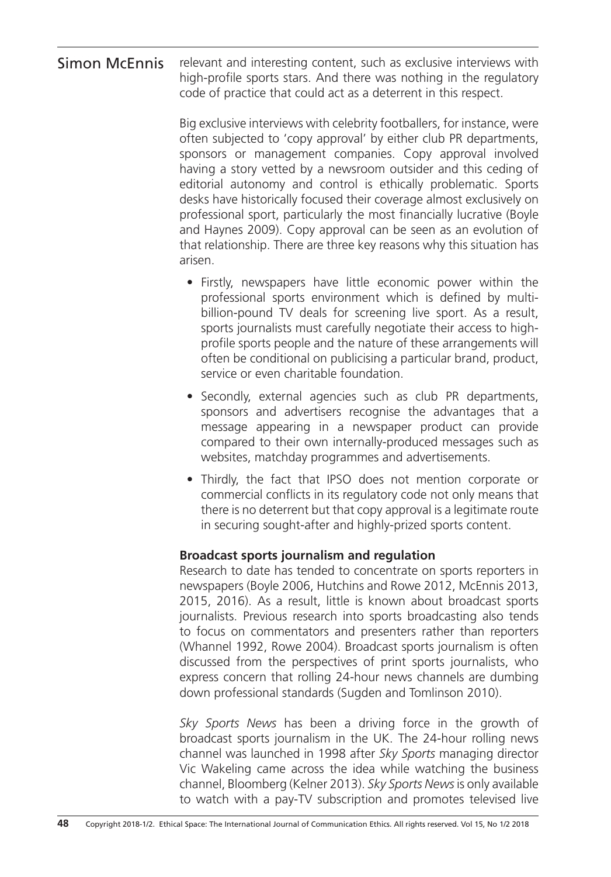relevant and interesting content, such as exclusive interviews with high-profile sports stars. And there was nothing in the regulatory code of practice that could act as a deterrent in this respect.

Big exclusive interviews with celebrity footballers, for instance, were often subjected to 'copy approval' by either club PR departments, sponsors or management companies. Copy approval involved having a story vetted by a newsroom outsider and this ceding of editorial autonomy and control is ethically problematic. Sports desks have historically focused their coverage almost exclusively on professional sport, particularly the most financially lucrative (Boyle and Haynes 2009). Copy approval can be seen as an evolution of that relationship. There are three key reasons why this situation has arisen.

- Firstly, newspapers have little economic power within the professional sports environment which is defined by multi-billion-pound TV deals for screening live sport. As a result, sports journalists must carefully negotiate their access to high-profile sports people and the nature of these arrangements will often be conditional on publicising a particular brand, product, service or even charitable foundation.
- Secondly, external agencies such as club PR departments, sponsors and advertisers recognise the advantages that a message appearing in a newspaper product can provide compared to their own internally-produced messages such as websites, matchday programmes and advertisements.
- Thirdly, the fact that IPSO does not mention corporate or commercial conflicts in its regulatory code not only means that there is no deterrent but that copy approval is a legitimate route in securing sought-after and highly-prized sports content.

**Broadcast sports journalism and regulation**

Research to date has tended to concentrate on sports reporters in newspapers (Boyle 2006, Hutchins and Rowe 2012, McEnnis 2013, 2015, 2016). As a result, little is known about broadcast sports journalists. Previous research into sports broadcasting also tends to focus on commentators and presenters rather than reporters (Whannel 1992, Rowe 2004). Broadcast sports journalism is often discussed from the perspectives of print sports journalists, who express concern that rolling 24-hour news channels are dumbing down professional standards (Sugden and Tomlinson 2010).

*Sky Sports News* has been a driving force in the growth of broadcast sports journalism in the UK. The 24-hour rolling news channel was launched in 1998 after *Sky Sports* managing director Vic Wakeling came across the idea while watching the business channel, Bloomberg (Kelner 2013). *Sky Sports News* is only available to watch with a pay-TV subscription and promotes televised live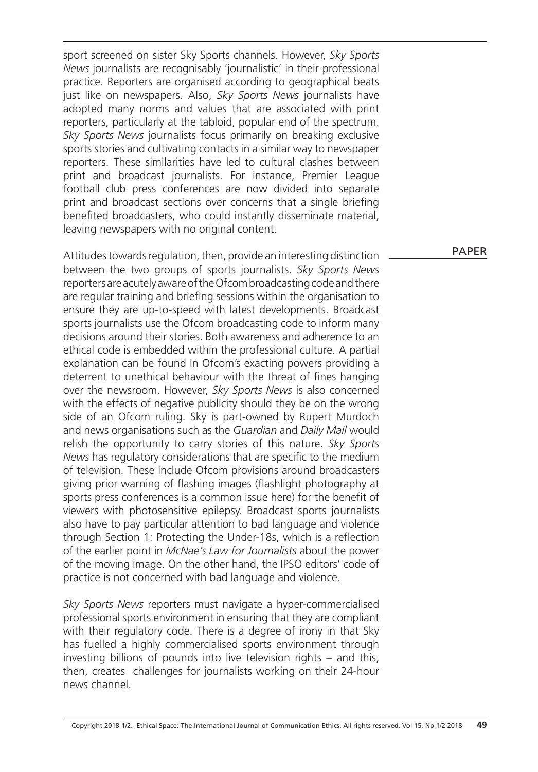sport screened on sister Sky Sports channels. However, *Sky Sports News* journalists are recognisably 'journalistic' in their professional practice. Reporters are organised according to geographical beats just like on newspapers. Also, *Sky Sports News* journalists have adopted many norms and values that are associated with print reporters, particularly at the tabloid, popular end of the spectrum. *Sky Sports News* journalists focus primarily on breaking exclusive sports stories and cultivating contacts in a similar way to newspaper reporters. These similarities have led to cultural clashes between print and broadcast journalists. For instance, Premier League football club press conferences are now divided into separate print and broadcast sections over concerns that a single briefing benefited broadcasters, who could instantly disseminate material, leaving newspapers with no original content.

Attitudes towards regulation, then, provide an interesting distinction between the two groups of sports journalists. *Sky Sports News* reporters are acutely aware of the Ofcom broadcasting code and there are regular training and briefing sessions within the organisation to ensure they are up-to-speed with latest developments. Broadcast sports journalists use the Ofcom broadcasting code to inform many decisions around their stories. Both awareness and adherence to an ethical code is embedded within the professional culture. A partial explanation can be found in Ofcom's exacting powers providing a deterrent to unethical behaviour with the threat of fines hanging over the newsroom. However, *Sky Sports News* is also concerned with the effects of negative publicity should they be on the wrong side of an Ofcom ruling. Sky is part-owned by Rupert Murdoch and news organisations such as the *Guardian* and *Daily Mail* would relish the opportunity to carry stories of this nature. *Sky Sports News* has regulatory considerations that are specific to the medium of television. These include Ofcom provisions around broadcasters giving prior warning of flashing images (flashlight photography at sports press conferences is a common issue here) for the benefit of viewers with photosensitive epilepsy. Broadcast sports journalists also have to pay particular attention to bad language and violence through Section 1: Protecting the Under-18s, which is a reflection of the earlier point in *McNae's Law for Journalists* about the power of the moving image. On the other hand, the IPSO editors' code of practice is not concerned with bad language and violence.

*Sky Sports News* reporters must navigate a hyper-commercialised professional sports environment in ensuring that they are compliant with their regulatory code. There is a degree of irony in that Sky has fuelled a highly commercialised sports environment through investing billions of pounds into live television rights – and this, then, creates challenges for journalists working on their 24-hour news channel.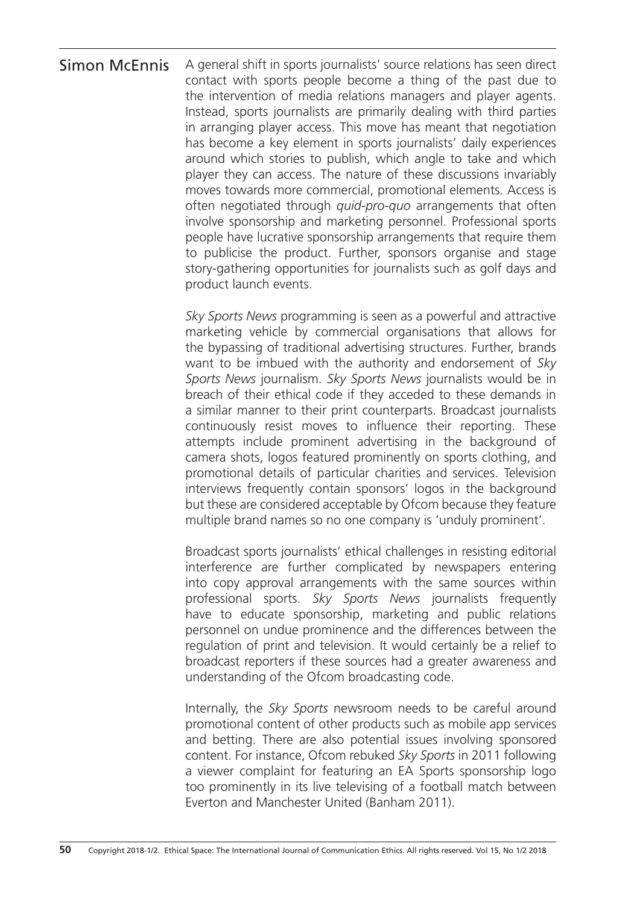A general shift in sports journalists' source relations has seen direct contact with sports people become a thing of the past due to the intervention of media relations managers and player agents. Instead, sports journalists are primarily dealing with third parties in arranging player access. This move has meant that negotiation has become a key element in sports journalists' daily experiences around which stories to publish, which angle to take and which player they can access. The nature of these discussions invariably moves towards more commercial, promotional elements. Access is often negotiated through *quid-pro-quo* arrangements that often involve sponsorship and marketing personnel. Professional sports people have lucrative sponsorship arrangements that require them to publicise the product. Further, sponsors organise and stage story-gathering opportunities for journalists such as golf days and product launch events.

*Sky Sports News* programming is seen as a powerful and attractive marketing vehicle by commercial organisations that allows for the bypassing of traditional advertising structures. Further, brands want to be imbued with the authority and endorsement of *Sky Sports News* journalism. *Sky Sports News* journalists would be in breach of their ethical code if they acceded to these demands in a similar manner to their print counterparts. Broadcast journalists continuously resist moves to influence their reporting. These attempts include prominent advertising in the background of camera shots, logos featured prominently on sports clothing, and promotional details of particular charities and services. Television interviews frequently contain sponsors' logos in the background but these are considered acceptable by Ofcom because they feature multiple brand names so no one company is 'unduly prominent'.

Broadcast sports journalists' ethical challenges in resisting editorial interference are further complicated by newspapers entering into copy approval arrangements with the same sources within professional sports. *Sky Sports News* journalists frequently have to educate sponsorship, marketing and public relations personnel on undue prominence and the differences between the regulation of print and television. It would certainly be a relief to broadcast reporters if these sources had a greater awareness and understanding of the Ofcom broadcasting code.

Internally, the *Sky Sports* newsroom needs to be careful around promotional content of other products such as mobile app services and betting. There are also potential issues involving sponsored content. For instance, Ofcom rebuked *Sky Sports* in 2011 following a viewer complaint for featuring an EA Sports sponsorship logo too prominently in its live televising of a football match between Everton and Manchester United (Banham 2011).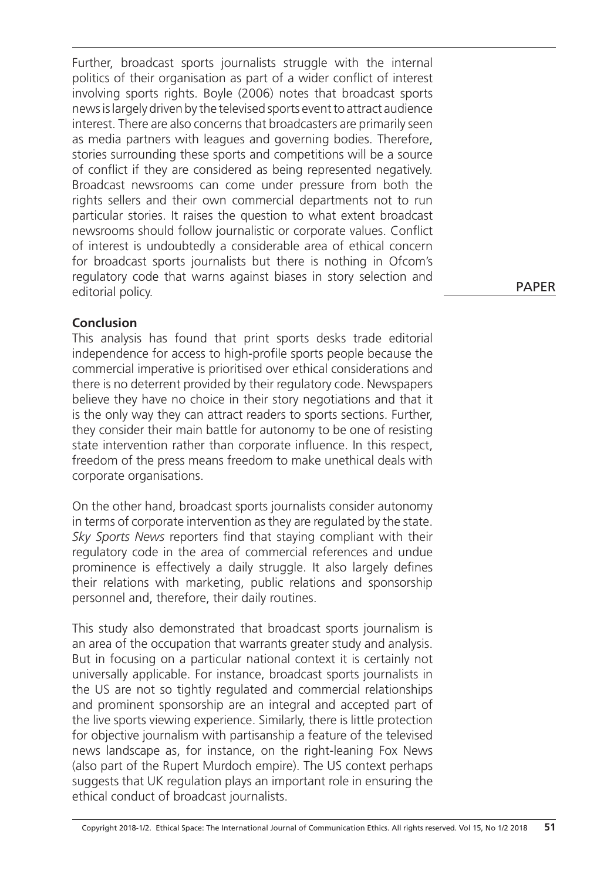Further, broadcast sports journalists struggle with the internal politics of their organisation as part of a wider conflict of interest involving sports rights. Boyle (2006) notes that broadcast sports news is largely driven by the televised sports event to attract audience interest. There are also concerns that broadcasters are primarily seen as media partners with leagues and governing bodies. Therefore, stories surrounding these sports and competitions will be a source of conflict if they are considered as being represented negatively. Broadcast newsrooms can come under pressure from both the rights sellers and their own commercial departments not to run particular stories. It raises the question to what extent broadcast newsrooms should follow journalistic or corporate values. Conflict of interest is undoubtedly a considerable area of ethical concern for broadcast sports journalists but there is nothing in Ofcom's regulatory code that warns against biases in story selection and editorial policy.

## Conclusion

This analysis has found that print sports desks trade editorial independence for access to high-profile sports people because the commercial imperative is prioritised over ethical considerations and there is no deterrent provided by their regulatory code. Newspapers believe they have no choice in their story negotiations and that it is the only way they can attract readers to sports sections. Further, they consider their main battle for autonomy to be one of resisting state intervention rather than corporate influence. In this respect, freedom of the press means freedom to make unethical deals with corporate organisations.

On the other hand, broadcast sports journalists consider autonomy in terms of corporate intervention as they are regulated by the state. *Sky Sports News* reporters find that staying compliant with their regulatory code in the area of commercial references and undue prominence is effectively a daily struggle. It also largely defines their relations with marketing, public relations and sponsorship personnel and, therefore, their daily routines.

This study also demonstrated that broadcast sports journalism is an area of the occupation that warrants greater study and analysis. But in focusing on a particular national context it is certainly not universally applicable. For instance, broadcast sports journalists in the US are not so tightly regulated and commercial relationships and prominent sponsorship are an integral and accepted part of the live sports viewing experience. Similarly, there is little protection for objective journalism with partisanship a feature of the televised news landscape as, for instance, on the right-leaning Fox News (also part of the Rupert Murdoch empire). The US context perhaps suggests that UK regulation plays an important role in ensuring the ethical conduct of broadcast journalists.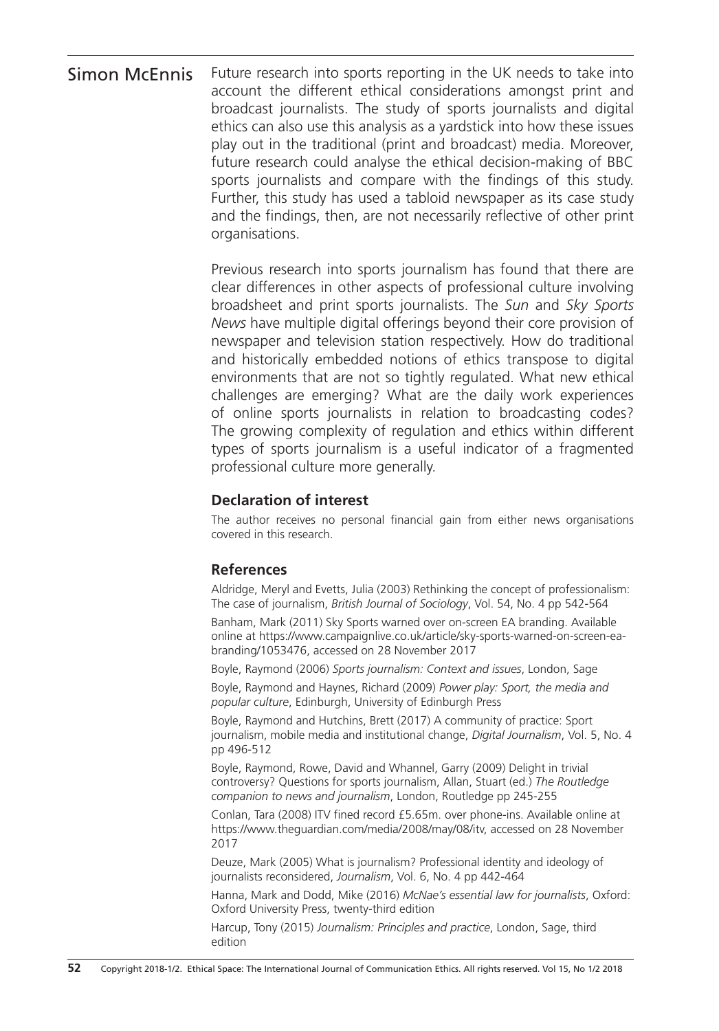Future research into sports reporting in the UK needs to take into account the different ethical considerations amongst print and broadcast journalists. The study of sports journalists and digital ethics can also use this analysis as a yardstick into how these issues play out in the traditional (print and broadcast) media. Moreover, future research could analyse the ethical decision-making of BBC sports journalists and compare with the findings of this study. Further, this study has used a tabloid newspaper as its case study and the findings, then, are not necessarily reflective of other print organisations.

Previous research into sports journalism has found that there are clear differences in other aspects of professional culture involving broadsheet and print sports journalists. The *Sun* and *Sky Sports News* have multiple digital offerings beyond their core provision of newspaper and television station respectively. How do traditional and historically embedded notions of ethics transpose to digital environments that are not so tightly regulated. What new ethical challenges are emerging? What are the daily work experiences of online sports journalists in relation to broadcasting codes? The growing complexity of regulation and ethics within different types of sports journalism is a useful indicator of a fragmented professional culture more generally.

### Declaration of interest

The author receives no personal financial gain from either news organisations covered in this research.

### References

Aldridge, Meryl and Evetts, Julia (2003) Rethinking the concept of professionalism: The case of journalism, *British Journal of Sociology*, Vol. 54, No. 4 pp 542-564

Banham, Mark (2011) Sky Sports warned over on-screen EA branding. Available online at https://www.campaignlive.co.uk/article/sky-sports-warned-on-screen-ea-branding/1053476, accessed on 28 November 2017

Boyle, Raymond (2006) *Sports journalism: Context and issues*, London, Sage

Boyle, Raymond and Haynes, Richard (2009) *Power play: Sport, the media and popular culture*, Edinburgh, University of Edinburgh Press

Boyle, Raymond and Hutchins, Brett (2017) A community of practice: Sport journalism, mobile media and institutional change, *Digital Journalism*, Vol. 5, No. 4 pp 496-512

Boyle, Raymond, Rowe, David and Whannel, Garry (2009) Delight in trivial controversy? Questions for sports journalism, Allan, Stuart (ed.) *The Routledge companion to news and journalism*, London, Routledge pp 245-255

Conlan, Tara (2008) ITV fined record £5.65m. over phone-ins. Available online at https://www.theguardian.com/media/2008/may/08/itv, accessed on 28 November 2017

Deuze, Mark (2005) What is journalism? Professional identity and ideology of journalists reconsidered, *Journalism*, Vol. 6, No. 4 pp 442-464

Hanna, Mark and Dodd, Mike (2016) *McNae's essential law for journalists*, Oxford: Oxford University Press, twenty-third edition

Harcup, Tony (2015) *Journalism: Principles and practice*, London, Sage, third edition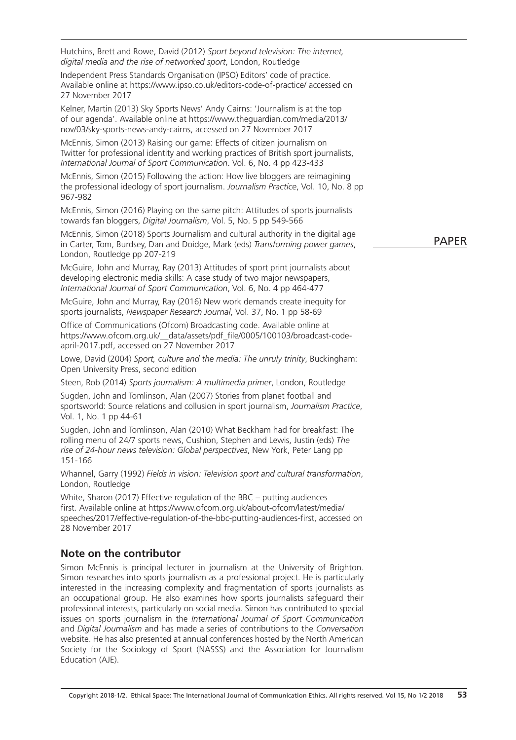Hutchins, Brett and Rowe, David (2012) *Sport beyond television: The internet, digital media and the rise of networked sport*, London, Routledge

Independent Press Standards Organisation (IPSO) Editors' code of practice. Available online at https://www.ipso.co.uk/editors-code-of-practice/ accessed on 27 November 2017

Kelner, Martin (2013) Sky Sports News' Andy Cairns: 'Journalism is at the top of our agenda'. Available online at https://www.theguardian.com/media/2013/nov/03/sky-sports-news-andy-cairns, accessed on 27 November 2017

McEnnis, Simon (2013) Raising our game: Effects of citizen journalism on Twitter for professional identity and working practices of British sport journalists, *International Journal of Sport Communication*. Vol. 6, No. 4 pp 423-433

McEnnis, Simon (2015) Following the action: How live bloggers are reimagining the professional ideology of sport journalism. *Journalism Practice*, Vol. 10, No. 8 pp 967-982

McEnnis, Simon (2016) Playing on the same pitch: Attitudes of sports journalists towards fan bloggers, *Digital Journalism*, Vol. 5, No. 5 pp 549-566

McEnnis, Simon (2018) Sports Journalism and cultural authority in the digital age in Carter, Tom, Burdsey, Dan and Doidge, Mark (eds) *Transforming power games*, London, Routledge pp 207-219

McGuire, John and Murray, Ray (2013) Attitudes of sport print journalists about developing electronic media skills: A case study of two major newspapers, *International Journal of Sport Communication*, Vol. 6, No. 4 pp 464-477

McGuire, John and Murray, Ray (2016) New work demands create inequity for sports journalists, *Newspaper Research Journal*, Vol. 37, No. 1 pp 58-69

Office of Communications (Ofcom) Broadcasting code. Available online at https://www.ofcom.org.uk/__data/assets/pdf_file/0005/100103/broadcast-code-april-2017.pdf, accessed on 27 November 2017

Lowe, David (2004) *Sport, culture and the media: The unruly trinity*, Buckingham: Open University Press, second edition

Steen, Rob (2014) *Sports journalism: A multimedia primer*, London, Routledge

Sugden, John and Tomlinson, Alan (2007) Stories from planet football and sportsworld: Source relations and collusion in sport journalism, *Journalism Practice*, Vol. 1, No. 1 pp 44-61

Sugden, John and Tomlinson, Alan (2010) What Beckham had for breakfast: The rolling menu of 24/7 sports news, Cushion, Stephen and Lewis, Justin (eds) *The rise of 24-hour news television: Global perspectives*, New York, Peter Lang pp 151-166

Whannel, Garry (1992) *Fields in vision: Television sport and cultural transformation*, London, Routledge

White, Sharon (2017) Effective regulation of the BBC – putting audiences first. Available online at https://www.ofcom.org.uk/about-ofcom/latest/media/speeches/2017/effective-regulation-of-the-bbc-putting-audiences-first, accessed on 28 November 2017

## Note on the contributor

Simon McEnnis is principal lecturer in journalism at the University of Brighton. Simon researches into sports journalism as a professional project. He is particularly interested in the increasing complexity and fragmentation of sports journalists as an occupational group. He also examines how sports journalists safeguard their professional interests, particularly on social media. Simon has contributed to special issues on sports journalism in the *International Journal of Sport Communication* and *Digital Journalism* and has made a series of contributions to the *Conversation* website. He has also presented at annual conferences hosted by the North American Society for the Sociology of Sport (NASSS) and the Association for Journalism Education (AJE).